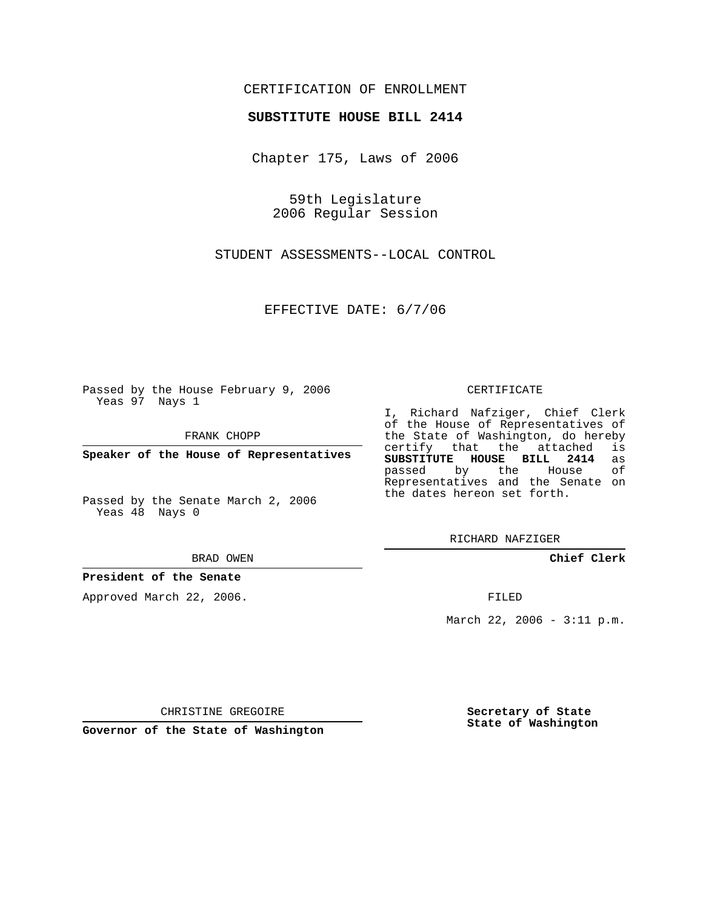CERTIFICATION OF ENROLLMENT

**SUBSTITUTE HOUSE BILL 2414**

Chapter 175, Laws of 2006

59th Legislature
2006 Regular Session

STUDENT ASSESSMENTS--LOCAL CONTROL

EFFECTIVE DATE: 6/7/06

Passed by the House February 9, 2006
Yeas 97 Nays 1

FRANK CHOPP

**Speaker of the House of Representatives**

Passed by the Senate March 2, 2006
Yeas 48 Nays 0

BRAD OWEN

**President of the Senate**

Approved March 22, 2006.

CHRISTINE GREGOIRE

**Governor of the State of Washington**

CERTIFICATE

I, Richard Nafziger, Chief Clerk of the House of Representatives of the State of Washington, do hereby certify that the attached is **SUBSTITUTE HOUSE BILL 2414** as passed by the House of Representatives and the Senate on the dates hereon set forth.

RICHARD NAFZIGER

**Chief Clerk**

FILED

March 22, 2006 - 3:11 p.m.

**Secretary of State**
**State of Washington**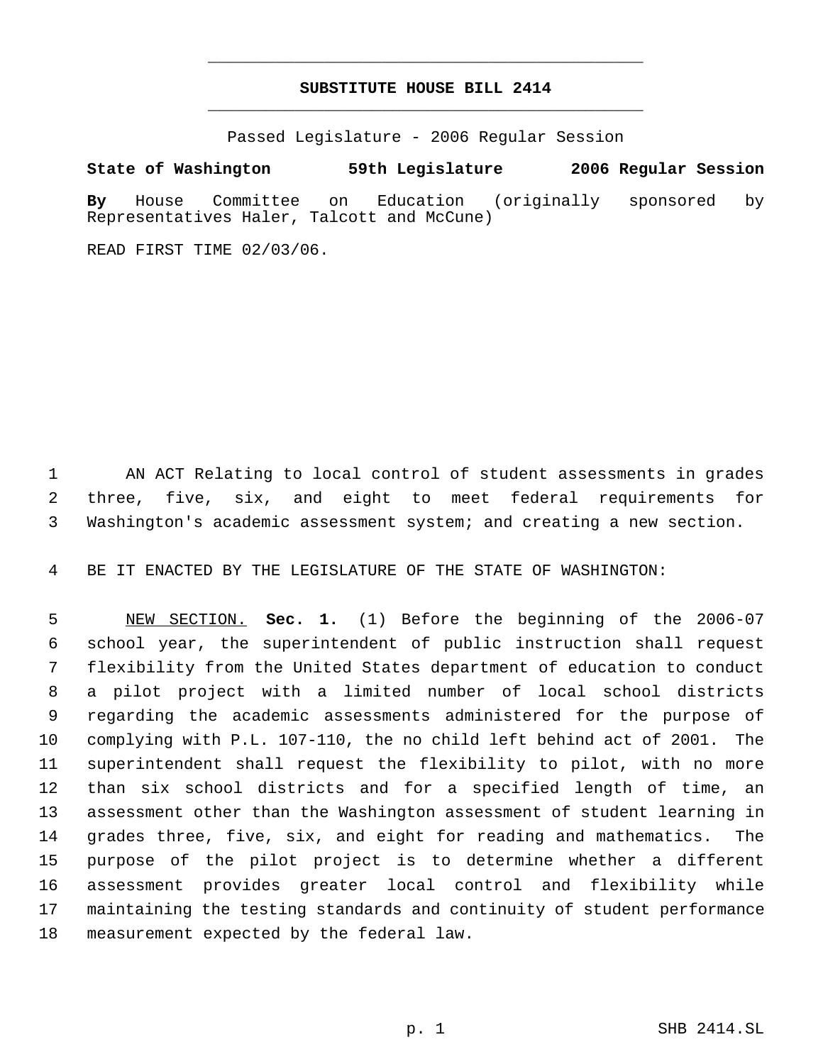# SUBSTITUTE HOUSE BILL 2414

Passed Legislature - 2006 Regular Session

**State of Washington 59th Legislature 2006 Regular Session**

**By** House Committee on Education (originally sponsored by Representatives Haler, Talcott and McCune)

READ FIRST TIME 02/03/06.

AN ACT Relating to local control of student assessments in grades three, five, six, and eight to meet federal requirements for Washington's academic assessment system; and creating a new section.

BE IT ENACTED BY THE LEGISLATURE OF THE STATE OF WASHINGTON:

NEW SECTION. **Sec. 1.** (1) Before the beginning of the 2006-07 school year, the superintendent of public instruction shall request flexibility from the United States department of education to conduct a pilot project with a limited number of local school districts regarding the academic assessments administered for the purpose of complying with P.L. 107-110, the no child left behind act of 2001. The superintendent shall request the flexibility to pilot, with no more than six school districts and for a specified length of time, an assessment other than the Washington assessment of student learning in grades three, five, six, and eight for reading and mathematics. The purpose of the pilot project is to determine whether a different assessment provides greater local control and flexibility while maintaining the testing standards and continuity of student performance measurement expected by the federal law.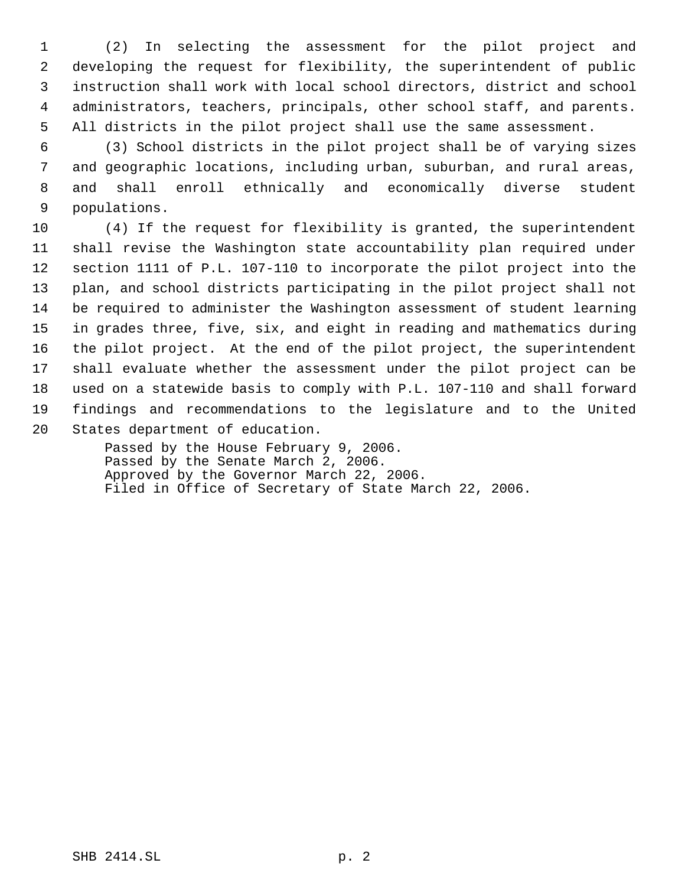(2) In selecting the assessment for the pilot project and developing the request for flexibility, the superintendent of public instruction shall work with local school directors, district and school administrators, teachers, principals, other school staff, and parents. All districts in the pilot project shall use the same assessment.

(3) School districts in the pilot project shall be of varying sizes and geographic locations, including urban, suburban, and rural areas, and shall enroll ethnically and economically diverse student populations.

(4) If the request for flexibility is granted, the superintendent shall revise the Washington state accountability plan required under section 1111 of P.L. 107-110 to incorporate the pilot project into the plan, and school districts participating in the pilot project shall not be required to administer the Washington assessment of student learning in grades three, five, six, and eight in reading and mathematics during the pilot project. At the end of the pilot project, the superintendent shall evaluate whether the assessment under the pilot project can be used on a statewide basis to comply with P.L. 107-110 and shall forward findings and recommendations to the legislature and to the United States department of education.

Passed by the House February 9, 2006.
Passed by the Senate March 2, 2006.
Approved by the Governor March 22, 2006.
Filed in Office of Secretary of State March 22, 2006.